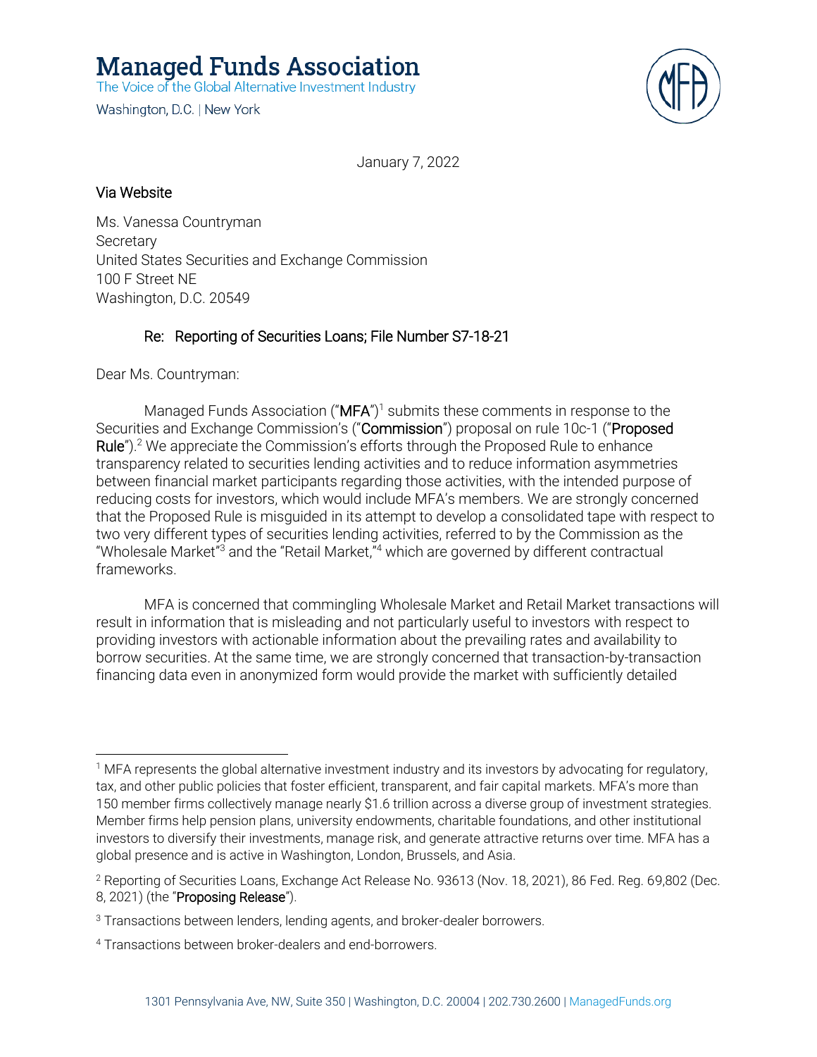# Managed Funds Association

The Voice of the Global Alternative Investment Industry

Washington, D.C. | New York

January 7, 2022

Via Website

Ms. Vanessa Countryman
Secretary
United States Securities and Exchange Commission
100 F Street NE
Washington, D.C. 20549

Re: Reporting of Securities Loans; File Number S7-18-21

Dear Ms. Countryman:

Managed Funds Association ("**MFA**")[1] submits these comments in response to the Securities and Exchange Commission's ("**Commission**") proposal on rule 10c-1 ("**Proposed Rule**").[2] We appreciate the Commission's efforts through the Proposed Rule to enhance transparency related to securities lending activities and to reduce information asymmetries between financial market participants regarding those activities, with the intended purpose of reducing costs for investors, which would include MFA's members. We are strongly concerned that the Proposed Rule is misguided in its attempt to develop a consolidated tape with respect to two very different types of securities lending activities, referred to by the Commission as the "Wholesale Market"[3] and the "Retail Market,"[4] which are governed by different contractual frameworks.

MFA is concerned that commingling Wholesale Market and Retail Market transactions will result in information that is misleading and not particularly useful to investors with respect to providing investors with actionable information about the prevailing rates and availability to borrow securities. At the same time, we are strongly concerned that transaction-by-transaction financing data even in anonymized form would provide the market with sufficiently detailed

---

[1] MFA represents the global alternative investment industry and its investors by advocating for regulatory, tax, and other public policies that foster efficient, transparent, and fair capital markets. MFA's more than 150 member firms collectively manage nearly $1.6 trillion across a diverse group of investment strategies. Member firms help pension plans, university endowments, charitable foundations, and other institutional investors to diversify their investments, manage risk, and generate attractive returns over time. MFA has a global presence and is active in Washington, London, Brussels, and Asia.

[2] Reporting of Securities Loans, Exchange Act Release No. 93613 (Nov. 18, 2021), 86 Fed. Reg. 69,802 (Dec. 8, 2021) (the "**Proposing Release**").

[3] Transactions between lenders, lending agents, and broker-dealer borrowers.

[4] Transactions between broker-dealers and end-borrowers.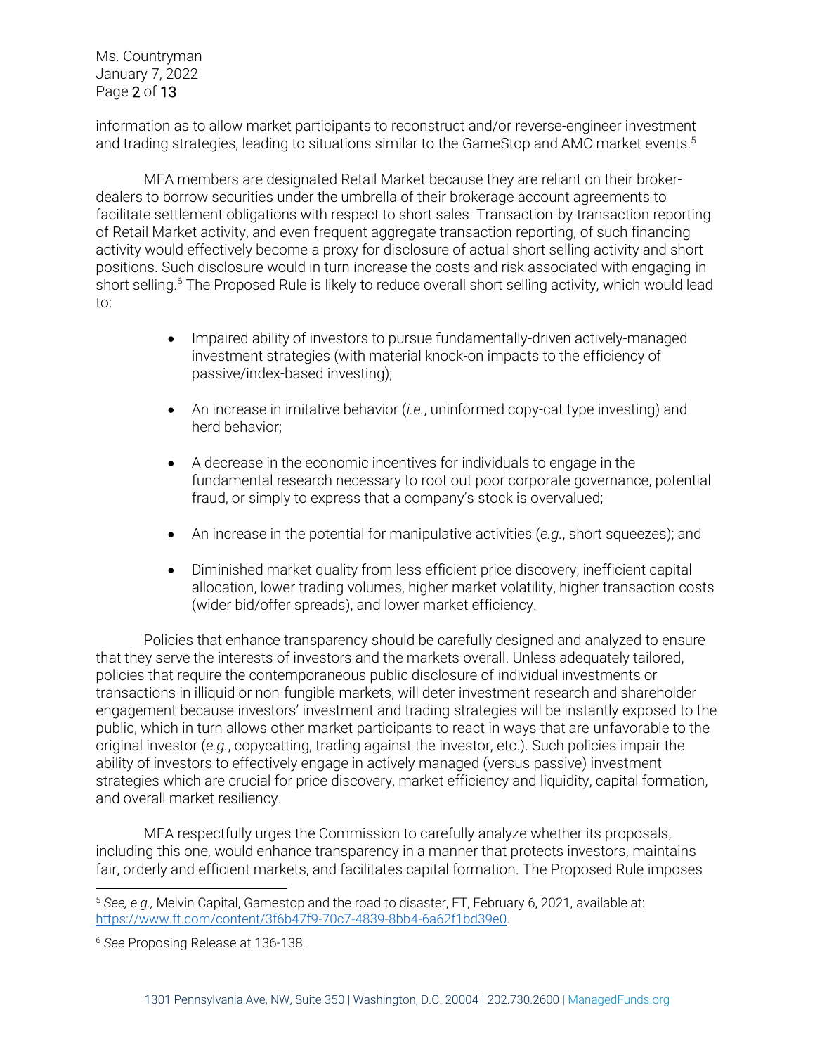information as to allow market participants to reconstruct and/or reverse-engineer investment and trading strategies, leading to situations similar to the GameStop and AMC market events.[5]

MFA members are designated Retail Market because they are reliant on their broker-dealers to borrow securities under the umbrella of their brokerage account agreements to facilitate settlement obligations with respect to short sales. Transaction-by-transaction reporting of Retail Market activity, and even frequent aggregate transaction reporting, of such financing activity would effectively become a proxy for disclosure of actual short selling activity and short positions. Such disclosure would in turn increase the costs and risk associated with engaging in short selling.[6] The Proposed Rule is likely to reduce overall short selling activity, which would lead to:

- Impaired ability of investors to pursue fundamentally-driven actively-managed investment strategies (with material knock-on impacts to the efficiency of passive/index-based investing);
- An increase in imitative behavior (*i.e.*, uninformed copy-cat type investing) and herd behavior;
- A decrease in the economic incentives for individuals to engage in the fundamental research necessary to root out poor corporate governance, potential fraud, or simply to express that a company's stock is overvalued;
- An increase in the potential for manipulative activities (*e.g.*, short squeezes); and
- Diminished market quality from less efficient price discovery, inefficient capital allocation, lower trading volumes, higher market volatility, higher transaction costs (wider bid/offer spreads), and lower market efficiency.

Policies that enhance transparency should be carefully designed and analyzed to ensure that they serve the interests of investors and the markets overall. Unless adequately tailored, policies that require the contemporaneous public disclosure of individual investments or transactions in illiquid or non-fungible markets, will deter investment research and shareholder engagement because investors' investment and trading strategies will be instantly exposed to the public, which in turn allows other market participants to react in ways that are unfavorable to the original investor (*e.g.*, copycatting, trading against the investor, etc.). Such policies impair the ability of investors to effectively engage in actively managed (versus passive) investment strategies which are crucial for price discovery, market efficiency and liquidity, capital formation, and overall market resiliency.

MFA respectfully urges the Commission to carefully analyze whether its proposals, including this one, would enhance transparency in a manner that protects investors, maintains fair, orderly and efficient markets, and facilitates capital formation. The Proposed Rule imposes

[5] *See, e.g.,* Melvin Capital, Gamestop and the road to disaster, FT, February 6, 2021, available at: https://www.ft.com/content/3f6b47f9-70c7-4839-8bb4-6a62f1bd39e0.

[6] *See* Proposing Release at 136-138.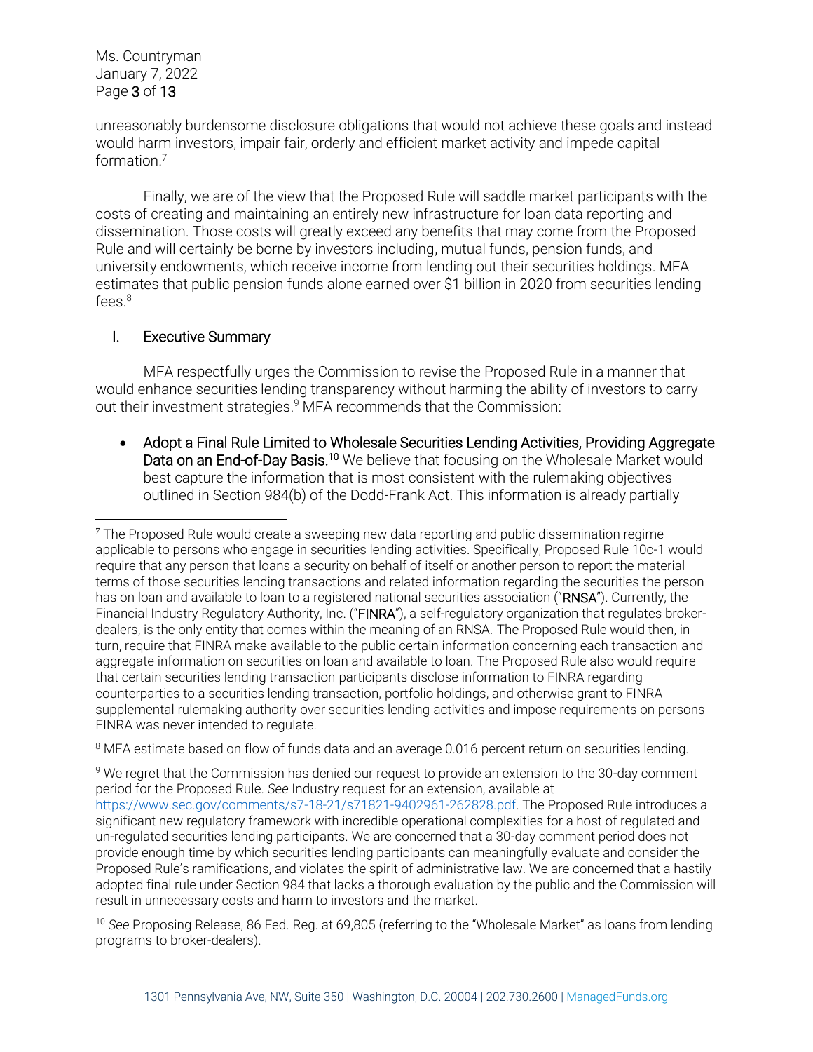unreasonably burdensome disclosure obligations that would not achieve these goals and instead would harm investors, impair fair, orderly and efficient market activity and impede capital formation.[7]

Finally, we are of the view that the Proposed Rule will saddle market participants with the costs of creating and maintaining an entirely new infrastructure for loan data reporting and dissemination. Those costs will greatly exceed any benefits that may come from the Proposed Rule and will certainly be borne by investors including, mutual funds, pension funds, and university endowments, which receive income from lending out their securities holdings. MFA estimates that public pension funds alone earned over $1 billion in 2020 from securities lending fees.[8]

## I. Executive Summary

MFA respectfully urges the Commission to revise the Proposed Rule in a manner that would enhance securities lending transparency without harming the ability of investors to carry out their investment strategies.[9] MFA recommends that the Commission:

- **Adopt a Final Rule Limited to Wholesale Securities Lending Activities, Providing Aggregate Data on an End-of-Day Basis.**[10] We believe that focusing on the Wholesale Market would best capture the information that is most consistent with the rulemaking objectives outlined in Section 984(b) of the Dodd-Frank Act. This information is already partially

---

[7] The Proposed Rule would create a sweeping new data reporting and public dissemination regime applicable to persons who engage in securities lending activities. Specifically, Proposed Rule 10c-1 would require that any person that loans a security on behalf of itself or another person to report the material terms of those securities lending transactions and related information regarding the securities the person has on loan and available to loan to a registered national securities association ("**RNSA**"). Currently, the Financial Industry Regulatory Authority, Inc. ("**FINRA**"), a self-regulatory organization that regulates broker-dealers, is the only entity that comes within the meaning of an RNSA. The Proposed Rule would then, in turn, require that FINRA make available to the public certain information concerning each transaction and aggregate information on securities on loan and available to loan. The Proposed Rule also would require that certain securities lending transaction participants disclose information to FINRA regarding counterparties to a securities lending transaction, portfolio holdings, and otherwise grant to FINRA supplemental rulemaking authority over securities lending activities and impose requirements on persons FINRA was never intended to regulate.

[8] MFA estimate based on flow of funds data and an average 0.016 percent return on securities lending.

[9] We regret that the Commission has denied our request to provide an extension to the 30-day comment period for the Proposed Rule. *See* Industry request for an extension, available at https://www.sec.gov/comments/s7-18-21/s71821-9402961-262828.pdf. The Proposed Rule introduces a significant new regulatory framework with incredible operational complexities for a host of regulated and un-regulated securities lending participants. We are concerned that a 30-day comment period does not provide enough time by which securities lending participants can meaningfully evaluate and consider the Proposed Rule's ramifications, and violates the spirit of administrative law. We are concerned that a hastily adopted final rule under Section 984 that lacks a thorough evaluation by the public and the Commission will result in unnecessary costs and harm to investors and the market.

[10] *See* Proposing Release, 86 Fed. Reg. at 69,805 (referring to the "Wholesale Market" as loans from lending programs to broker-dealers).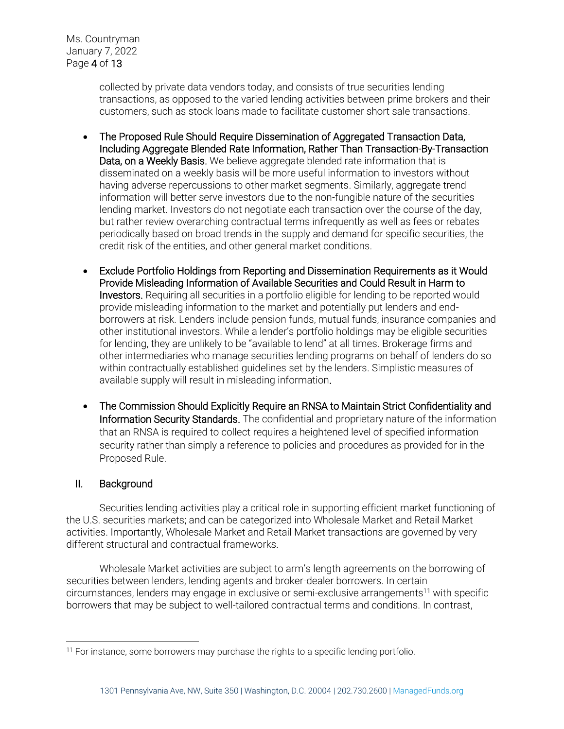collected by private data vendors today, and consists of true securities lending transactions, as opposed to the varied lending activities between prime brokers and their customers, such as stock loans made to facilitate customer short sale transactions.

- **The Proposed Rule Should Require Dissemination of Aggregated Transaction Data, Including Aggregate Blended Rate Information, Rather Than Transaction-By-Transaction Data, on a Weekly Basis.** We believe aggregate blended rate information that is disseminated on a weekly basis will be more useful information to investors without having adverse repercussions to other market segments. Similarly, aggregate trend information will better serve investors due to the non-fungible nature of the securities lending market. Investors do not negotiate each transaction over the course of the day, but rather review overarching contractual terms infrequently as well as fees or rebates periodically based on broad trends in the supply and demand for specific securities, the credit risk of the entities, and other general market conditions.

- **Exclude Portfolio Holdings from Reporting and Dissemination Requirements as it Would Provide Misleading Information of Available Securities and Could Result in Harm to Investors.** Requiring all securities in a portfolio eligible for lending to be reported would provide misleading information to the market and potentially put lenders and end-borrowers at risk. Lenders include pension funds, mutual funds, insurance companies and other institutional investors. While a lender's portfolio holdings may be eligible securities for lending, they are unlikely to be "available to lend" at all times. Brokerage firms and other intermediaries who manage securities lending programs on behalf of lenders do so within contractually established guidelines set by the lenders. Simplistic measures of available supply will result in misleading information.

- **The Commission Should Explicitly Require an RNSA to Maintain Strict Confidentiality and Information Security Standards.** The confidential and proprietary nature of the information that an RNSA is required to collect requires a heightened level of specified information security rather than simply a reference to policies and procedures as provided for in the Proposed Rule.

## II. Background

Securities lending activities play a critical role in supporting efficient market functioning of the U.S. securities markets; and can be categorized into Wholesale Market and Retail Market activities. Importantly, Wholesale Market and Retail Market transactions are governed by very different structural and contractual frameworks.

Wholesale Market activities are subject to arm's length agreements on the borrowing of securities between lenders, lending agents and broker-dealer borrowers. In certain circumstances, lenders may engage in exclusive or semi-exclusive arrangements[11] with specific borrowers that may be subject to well-tailored contractual terms and conditions. In contrast,

[11] For instance, some borrowers may purchase the rights to a specific lending portfolio.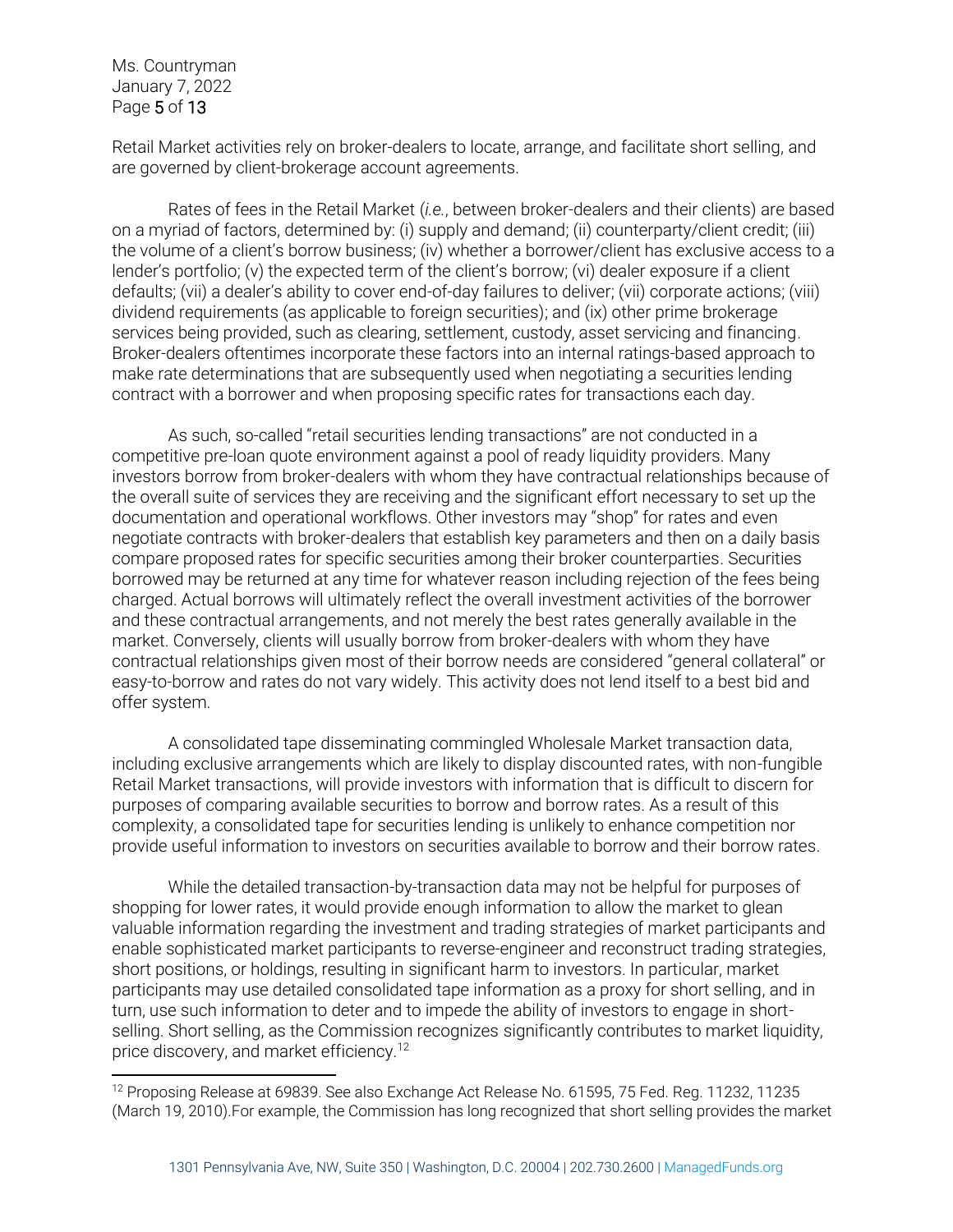Retail Market activities rely on broker-dealers to locate, arrange, and facilitate short selling, and are governed by client-brokerage account agreements.

Rates of fees in the Retail Market (*i.e.*, between broker-dealers and their clients) are based on a myriad of factors, determined by: (i) supply and demand; (ii) counterparty/client credit; (iii) the volume of a client's borrow business; (iv) whether a borrower/client has exclusive access to a lender's portfolio; (v) the expected term of the client's borrow; (vi) dealer exposure if a client defaults; (vii) a dealer's ability to cover end-of-day failures to deliver; (vii) corporate actions; (viii) dividend requirements (as applicable to foreign securities); and (ix) other prime brokerage services being provided, such as clearing, settlement, custody, asset servicing and financing. Broker-dealers oftentimes incorporate these factors into an internal ratings-based approach to make rate determinations that are subsequently used when negotiating a securities lending contract with a borrower and when proposing specific rates for transactions each day.

As such, so-called "retail securities lending transactions" are not conducted in a competitive pre-loan quote environment against a pool of ready liquidity providers. Many investors borrow from broker-dealers with whom they have contractual relationships because of the overall suite of services they are receiving and the significant effort necessary to set up the documentation and operational workflows. Other investors may "shop" for rates and even negotiate contracts with broker-dealers that establish key parameters and then on a daily basis compare proposed rates for specific securities among their broker counterparties. Securities borrowed may be returned at any time for whatever reason including rejection of the fees being charged. Actual borrows will ultimately reflect the overall investment activities of the borrower and these contractual arrangements, and not merely the best rates generally available in the market. Conversely, clients will usually borrow from broker-dealers with whom they have contractual relationships given most of their borrow needs are considered "general collateral" or easy-to-borrow and rates do not vary widely. This activity does not lend itself to a best bid and offer system.

A consolidated tape disseminating commingled Wholesale Market transaction data, including exclusive arrangements which are likely to display discounted rates, with non-fungible Retail Market transactions, will provide investors with information that is difficult to discern for purposes of comparing available securities to borrow and borrow rates. As a result of this complexity, a consolidated tape for securities lending is unlikely to enhance competition nor provide useful information to investors on securities available to borrow and their borrow rates.

While the detailed transaction-by-transaction data may not be helpful for purposes of shopping for lower rates, it would provide enough information to allow the market to glean valuable information regarding the investment and trading strategies of market participants and enable sophisticated market participants to reverse-engineer and reconstruct trading strategies, short positions, or holdings, resulting in significant harm to investors. In particular, market participants may use detailed consolidated tape information as a proxy for short selling, and in turn, use such information to deter and to impede the ability of investors to engage in short-selling. Short selling, as the Commission recognizes significantly contributes to market liquidity, price discovery, and market efficiency.[12]

---

[12] Proposing Release at 69839. See also Exchange Act Release No. 61595, 75 Fed. Reg. 11232, 11235 (March 19, 2010).For example, the Commission has long recognized that short selling provides the market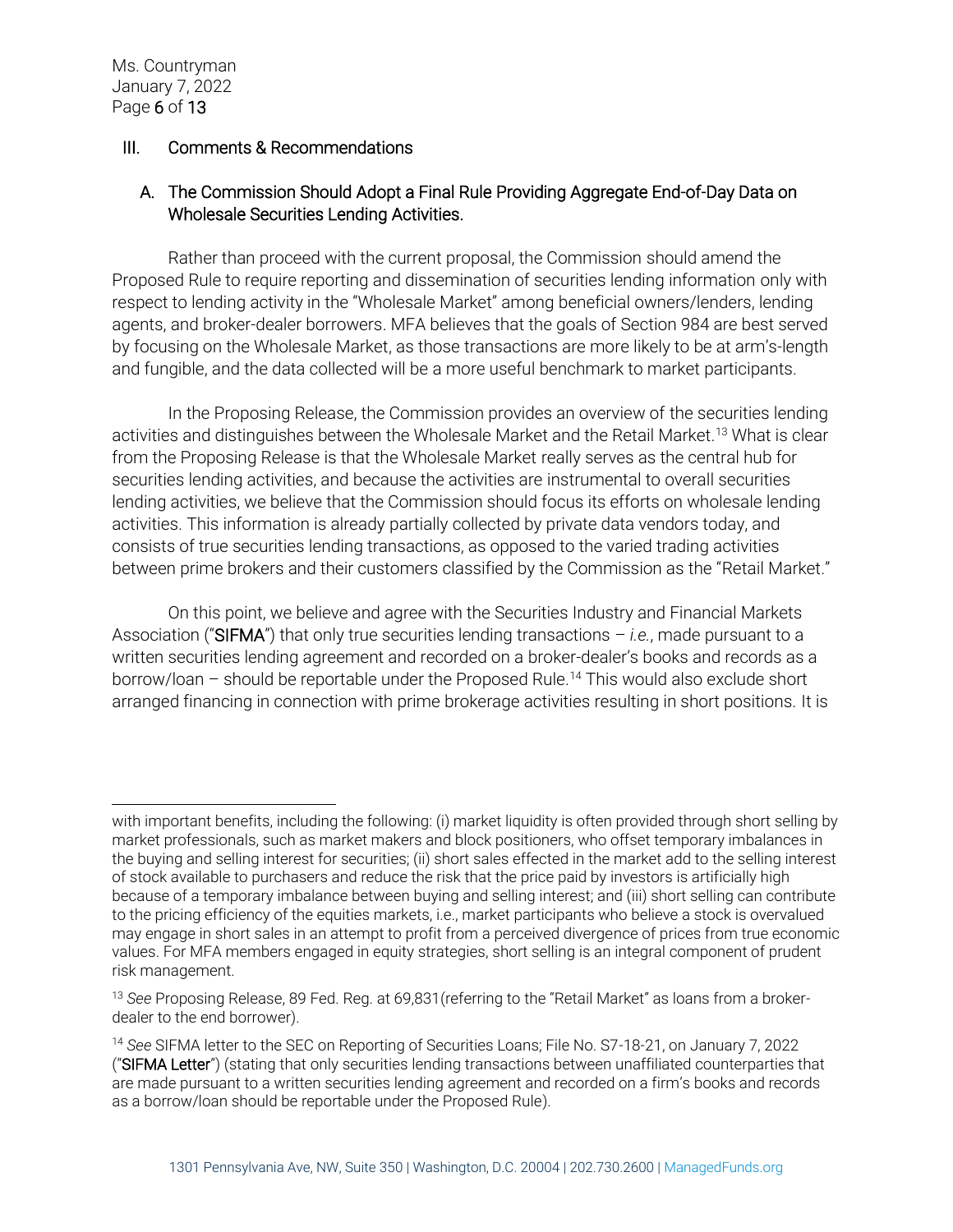## III. Comments & Recommendations

### A. The Commission Should Adopt a Final Rule Providing Aggregate End-of-Day Data on Wholesale Securities Lending Activities.

Rather than proceed with the current proposal, the Commission should amend the Proposed Rule to require reporting and dissemination of securities lending information only with respect to lending activity in the "Wholesale Market" among beneficial owners/lenders, lending agents, and broker-dealer borrowers. MFA believes that the goals of Section 984 are best served by focusing on the Wholesale Market, as those transactions are more likely to be at arm's-length and fungible, and the data collected will be a more useful benchmark to market participants.

In the Proposing Release, the Commission provides an overview of the securities lending activities and distinguishes between the Wholesale Market and the Retail Market.[13] What is clear from the Proposing Release is that the Wholesale Market really serves as the central hub for securities lending activities, and because the activities are instrumental to overall securities lending activities, we believe that the Commission should focus its efforts on wholesale lending activities. This information is already partially collected by private data vendors today, and consists of true securities lending transactions, as opposed to the varied trading activities between prime brokers and their customers classified by the Commission as the "Retail Market."

On this point, we believe and agree with the Securities Industry and Financial Markets Association ("**SIFMA**") that only true securities lending transactions – *i.e.*, made pursuant to a written securities lending agreement and recorded on a broker-dealer's books and records as a borrow/loan – should be reportable under the Proposed Rule.[14] This would also exclude short arranged financing in connection with prime brokerage activities resulting in short positions. It is

---

with important benefits, including the following: (i) market liquidity is often provided through short selling by market professionals, such as market makers and block positioners, who offset temporary imbalances in the buying and selling interest for securities; (ii) short sales effected in the market add to the selling interest of stock available to purchasers and reduce the risk that the price paid by investors is artificially high because of a temporary imbalance between buying and selling interest; and (iii) short selling can contribute to the pricing efficiency of the equities markets, i.e., market participants who believe a stock is overvalued may engage in short sales in an attempt to profit from a perceived divergence of prices from true economic values. For MFA members engaged in equity strategies, short selling is an integral component of prudent risk management.

[13] *See* Proposing Release, 89 Fed. Reg. at 69,831(referring to the "Retail Market" as loans from a broker-dealer to the end borrower).

[14] *See* SIFMA letter to the SEC on Reporting of Securities Loans; File No. S7-18-21, on January 7, 2022 ("**SIFMA Letter**") (stating that only securities lending transactions between unaffiliated counterparties that are made pursuant to a written securities lending agreement and recorded on a firm's books and records as a borrow/loan should be reportable under the Proposed Rule).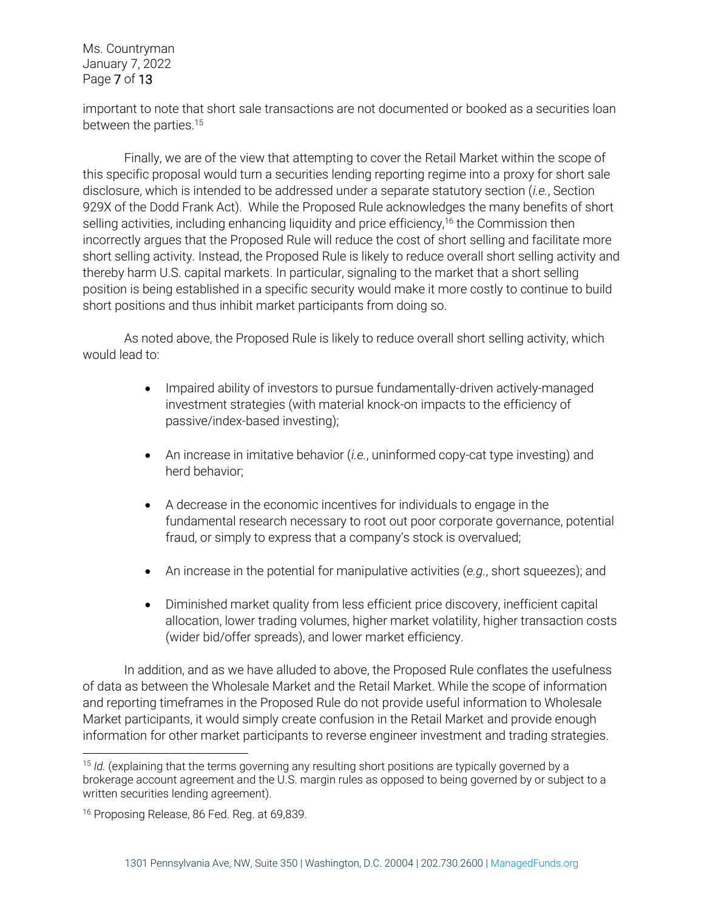important to note that short sale transactions are not documented or booked as a securities loan between the parties.[15]

Finally, we are of the view that attempting to cover the Retail Market within the scope of this specific proposal would turn a securities lending reporting regime into a proxy for short sale disclosure, which is intended to be addressed under a separate statutory section (*i.e.*, Section 929X of the Dodd Frank Act). While the Proposed Rule acknowledges the many benefits of short selling activities, including enhancing liquidity and price efficiency,[16] the Commission then incorrectly argues that the Proposed Rule will reduce the cost of short selling and facilitate more short selling activity. Instead, the Proposed Rule is likely to reduce overall short selling activity and thereby harm U.S. capital markets. In particular, signaling to the market that a short selling position is being established in a specific security would make it more costly to continue to build short positions and thus inhibit market participants from doing so.

As noted above, the Proposed Rule is likely to reduce overall short selling activity, which would lead to:

- Impaired ability of investors to pursue fundamentally-driven actively-managed investment strategies (with material knock-on impacts to the efficiency of passive/index-based investing);
- An increase in imitative behavior (*i.e.*, uninformed copy-cat type investing) and herd behavior;
- A decrease in the economic incentives for individuals to engage in the fundamental research necessary to root out poor corporate governance, potential fraud, or simply to express that a company's stock is overvalued;
- An increase in the potential for manipulative activities (*e.g.*, short squeezes); and
- Diminished market quality from less efficient price discovery, inefficient capital allocation, lower trading volumes, higher market volatility, higher transaction costs (wider bid/offer spreads), and lower market efficiency.

In addition, and as we have alluded to above, the Proposed Rule conflates the usefulness of data as between the Wholesale Market and the Retail Market. While the scope of information and reporting timeframes in the Proposed Rule do not provide useful information to Wholesale Market participants, it would simply create confusion in the Retail Market and provide enough information for other market participants to reverse engineer investment and trading strategies.

---

[15] *Id.* (explaining that the terms governing any resulting short positions are typically governed by a brokerage account agreement and the U.S. margin rules as opposed to being governed by or subject to a written securities lending agreement).

[16] Proposing Release, 86 Fed. Reg. at 69,839.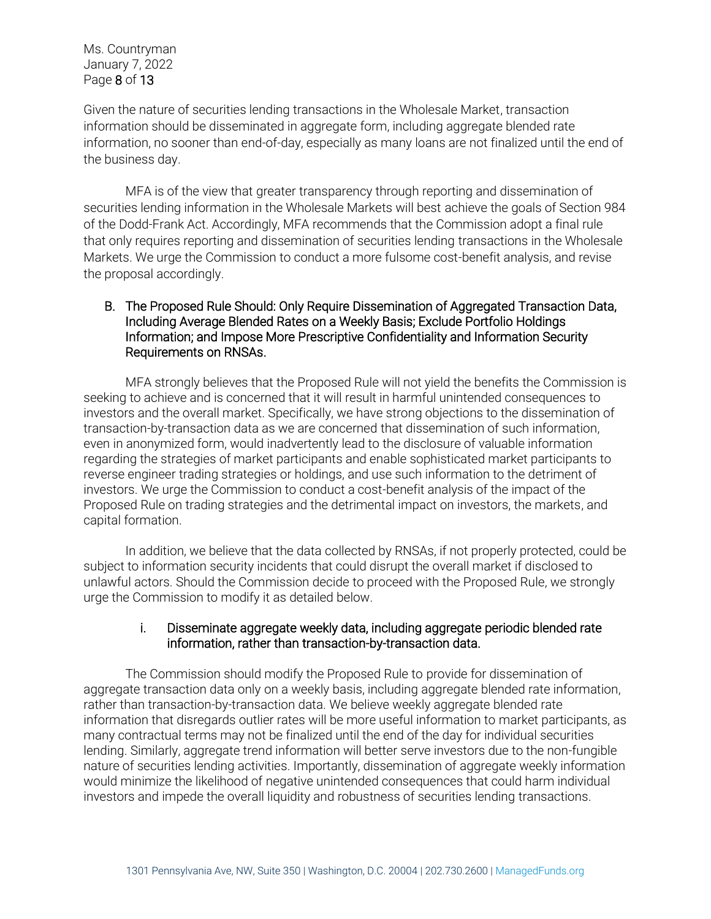Given the nature of securities lending transactions in the Wholesale Market, transaction information should be disseminated in aggregate form, including aggregate blended rate information, no sooner than end-of-day, especially as many loans are not finalized until the end of the business day.

MFA is of the view that greater transparency through reporting and dissemination of securities lending information in the Wholesale Markets will best achieve the goals of Section 984 of the Dodd-Frank Act. Accordingly, MFA recommends that the Commission adopt a final rule that only requires reporting and dissemination of securities lending transactions in the Wholesale Markets. We urge the Commission to conduct a more fulsome cost-benefit analysis, and revise the proposal accordingly.

### B. The Proposed Rule Should: Only Require Dissemination of Aggregated Transaction Data, Including Average Blended Rates on a Weekly Basis; Exclude Portfolio Holdings Information; and Impose More Prescriptive Confidentiality and Information Security Requirements on RNSAs.

MFA strongly believes that the Proposed Rule will not yield the benefits the Commission is seeking to achieve and is concerned that it will result in harmful unintended consequences to investors and the overall market. Specifically, we have strong objections to the dissemination of transaction-by-transaction data as we are concerned that dissemination of such information, even in anonymized form, would inadvertently lead to the disclosure of valuable information regarding the strategies of market participants and enable sophisticated market participants to reverse engineer trading strategies or holdings, and use such information to the detriment of investors. We urge the Commission to conduct a cost-benefit analysis of the impact of the Proposed Rule on trading strategies and the detrimental impact on investors, the markets, and capital formation.

In addition, we believe that the data collected by RNSAs, if not properly protected, could be subject to information security incidents that could disrupt the overall market if disclosed to unlawful actors. Should the Commission decide to proceed with the Proposed Rule, we strongly urge the Commission to modify it as detailed below.

#### i. Disseminate aggregate weekly data, including aggregate periodic blended rate information, rather than transaction-by-transaction data.

The Commission should modify the Proposed Rule to provide for dissemination of aggregate transaction data only on a weekly basis, including aggregate blended rate information, rather than transaction-by-transaction data. We believe weekly aggregate blended rate information that disregards outlier rates will be more useful information to market participants, as many contractual terms may not be finalized until the end of the day for individual securities lending. Similarly, aggregate trend information will better serve investors due to the non-fungible nature of securities lending activities. Importantly, dissemination of aggregate weekly information would minimize the likelihood of negative unintended consequences that could harm individual investors and impede the overall liquidity and robustness of securities lending transactions.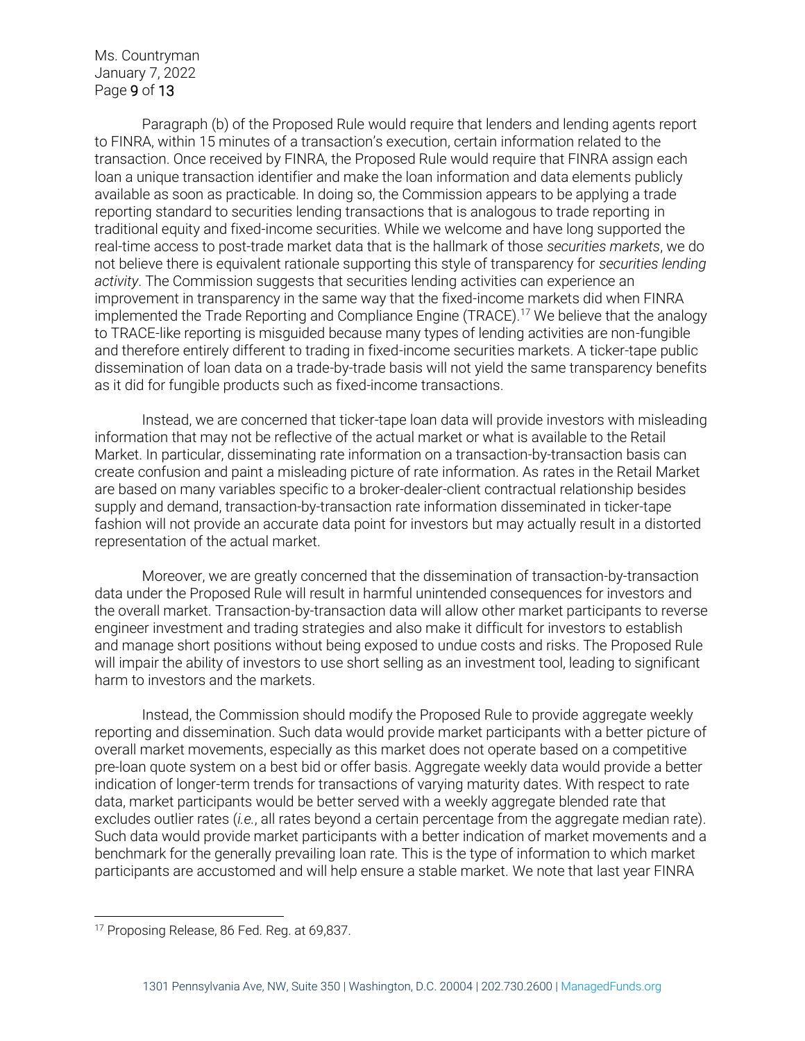Paragraph (b) of the Proposed Rule would require that lenders and lending agents report to FINRA, within 15 minutes of a transaction's execution, certain information related to the transaction. Once received by FINRA, the Proposed Rule would require that FINRA assign each loan a unique transaction identifier and make the loan information and data elements publicly available as soon as practicable. In doing so, the Commission appears to be applying a trade reporting standard to securities lending transactions that is analogous to trade reporting in traditional equity and fixed-income securities. While we welcome and have long supported the real-time access to post-trade market data that is the hallmark of those *securities markets*, we do not believe there is equivalent rationale supporting this style of transparency for *securities lending activity*. The Commission suggests that securities lending activities can experience an improvement in transparency in the same way that the fixed-income markets did when FINRA implemented the Trade Reporting and Compliance Engine (TRACE).[17] We believe that the analogy to TRACE-like reporting is misguided because many types of lending activities are non-fungible and therefore entirely different to trading in fixed-income securities markets. A ticker-tape public dissemination of loan data on a trade-by-trade basis will not yield the same transparency benefits as it did for fungible products such as fixed-income transactions.

Instead, we are concerned that ticker-tape loan data will provide investors with misleading information that may not be reflective of the actual market or what is available to the Retail Market. In particular, disseminating rate information on a transaction-by-transaction basis can create confusion and paint a misleading picture of rate information. As rates in the Retail Market are based on many variables specific to a broker-dealer-client contractual relationship besides supply and demand, transaction-by-transaction rate information disseminated in ticker-tape fashion will not provide an accurate data point for investors but may actually result in a distorted representation of the actual market.

Moreover, we are greatly concerned that the dissemination of transaction-by-transaction data under the Proposed Rule will result in harmful unintended consequences for investors and the overall market. Transaction-by-transaction data will allow other market participants to reverse engineer investment and trading strategies and also make it difficult for investors to establish and manage short positions without being exposed to undue costs and risks. The Proposed Rule will impair the ability of investors to use short selling as an investment tool, leading to significant harm to investors and the markets.

Instead, the Commission should modify the Proposed Rule to provide aggregate weekly reporting and dissemination. Such data would provide market participants with a better picture of overall market movements, especially as this market does not operate based on a competitive pre-loan quote system on a best bid or offer basis. Aggregate weekly data would provide a better indication of longer-term trends for transactions of varying maturity dates. With respect to rate data, market participants would be better served with a weekly aggregate blended rate that excludes outlier rates (*i.e.*, all rates beyond a certain percentage from the aggregate median rate). Such data would provide market participants with a better indication of market movements and a benchmark for the generally prevailing loan rate. This is the type of information to which market participants are accustomed and will help ensure a stable market. We note that last year FINRA

---

[17] Proposing Release, 86 Fed. Reg. at 69,837.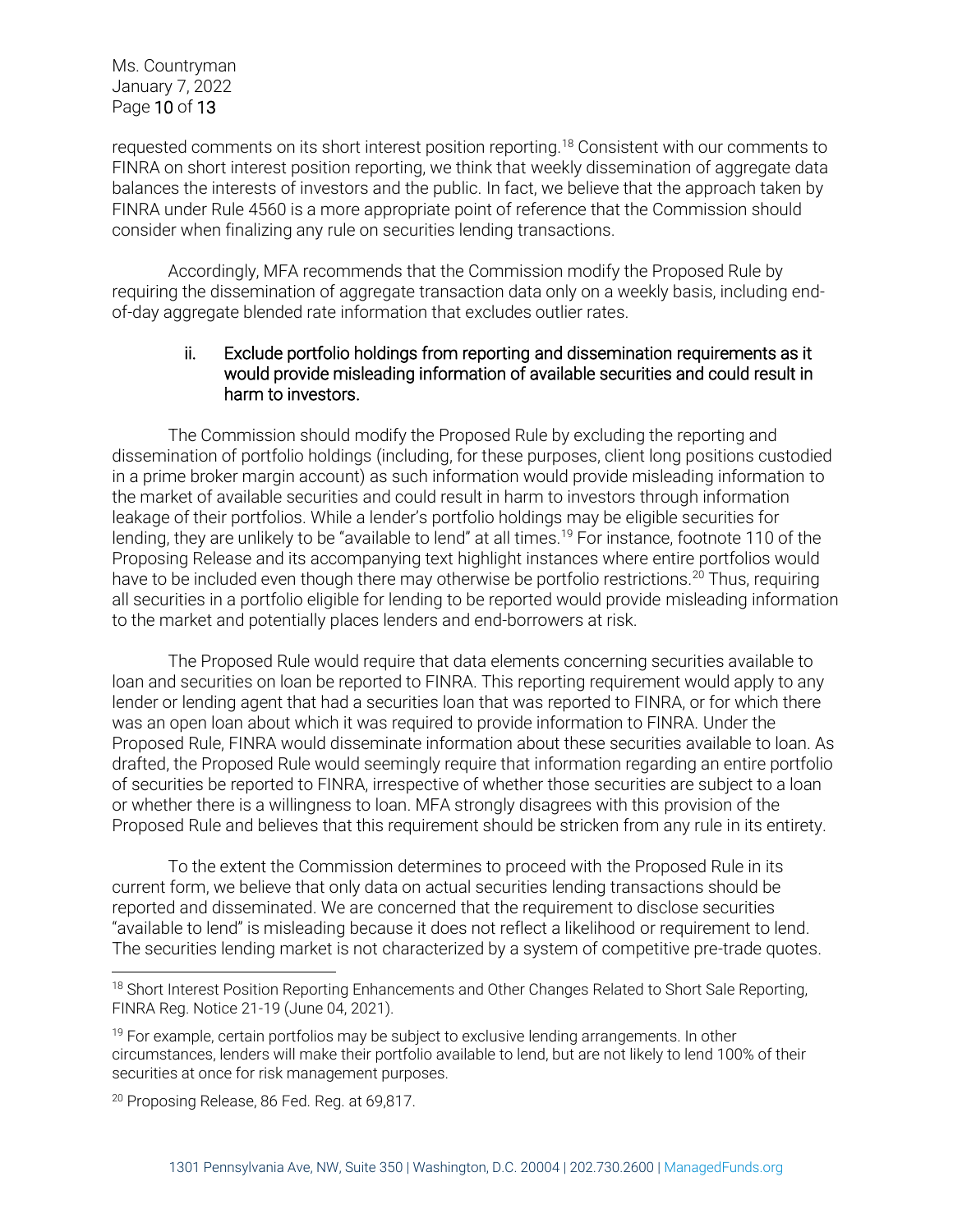requested comments on its short interest position reporting.[18] Consistent with our comments to FINRA on short interest position reporting, we think that weekly dissemination of aggregate data balances the interests of investors and the public. In fact, we believe that the approach taken by FINRA under Rule 4560 is a more appropriate point of reference that the Commission should consider when finalizing any rule on securities lending transactions.

Accordingly, MFA recommends that the Commission modify the Proposed Rule by requiring the dissemination of aggregate transaction data only on a weekly basis, including end-of-day aggregate blended rate information that excludes outlier rates.

ii. Exclude portfolio holdings from reporting and dissemination requirements as it would provide misleading information of available securities and could result in harm to investors.

The Commission should modify the Proposed Rule by excluding the reporting and dissemination of portfolio holdings (including, for these purposes, client long positions custodied in a prime broker margin account) as such information would provide misleading information to the market of available securities and could result in harm to investors through information leakage of their portfolios. While a lender's portfolio holdings may be eligible securities for lending, they are unlikely to be "available to lend" at all times.[19] For instance, footnote 110 of the Proposing Release and its accompanying text highlight instances where entire portfolios would have to be included even though there may otherwise be portfolio restrictions.[20] Thus, requiring all securities in a portfolio eligible for lending to be reported would provide misleading information to the market and potentially places lenders and end-borrowers at risk.

The Proposed Rule would require that data elements concerning securities available to loan and securities on loan be reported to FINRA. This reporting requirement would apply to any lender or lending agent that had a securities loan that was reported to FINRA, or for which there was an open loan about which it was required to provide information to FINRA. Under the Proposed Rule, FINRA would disseminate information about these securities available to loan. As drafted, the Proposed Rule would seemingly require that information regarding an entire portfolio of securities be reported to FINRA, irrespective of whether those securities are subject to a loan or whether there is a willingness to loan. MFA strongly disagrees with this provision of the Proposed Rule and believes that this requirement should be stricken from any rule in its entirety.

To the extent the Commission determines to proceed with the Proposed Rule in its current form, we believe that only data on actual securities lending transactions should be reported and disseminated. We are concerned that the requirement to disclose securities "available to lend" is misleading because it does not reflect a likelihood or requirement to lend. The securities lending market is not characterized by a system of competitive pre-trade quotes.

[18] Short Interest Position Reporting Enhancements and Other Changes Related to Short Sale Reporting, FINRA Reg. Notice 21-19 (June 04, 2021).

[19] For example, certain portfolios may be subject to exclusive lending arrangements. In other circumstances, lenders will make their portfolio available to lend, but are not likely to lend 100% of their securities at once for risk management purposes.

[20] Proposing Release, 86 Fed. Reg. at 69,817.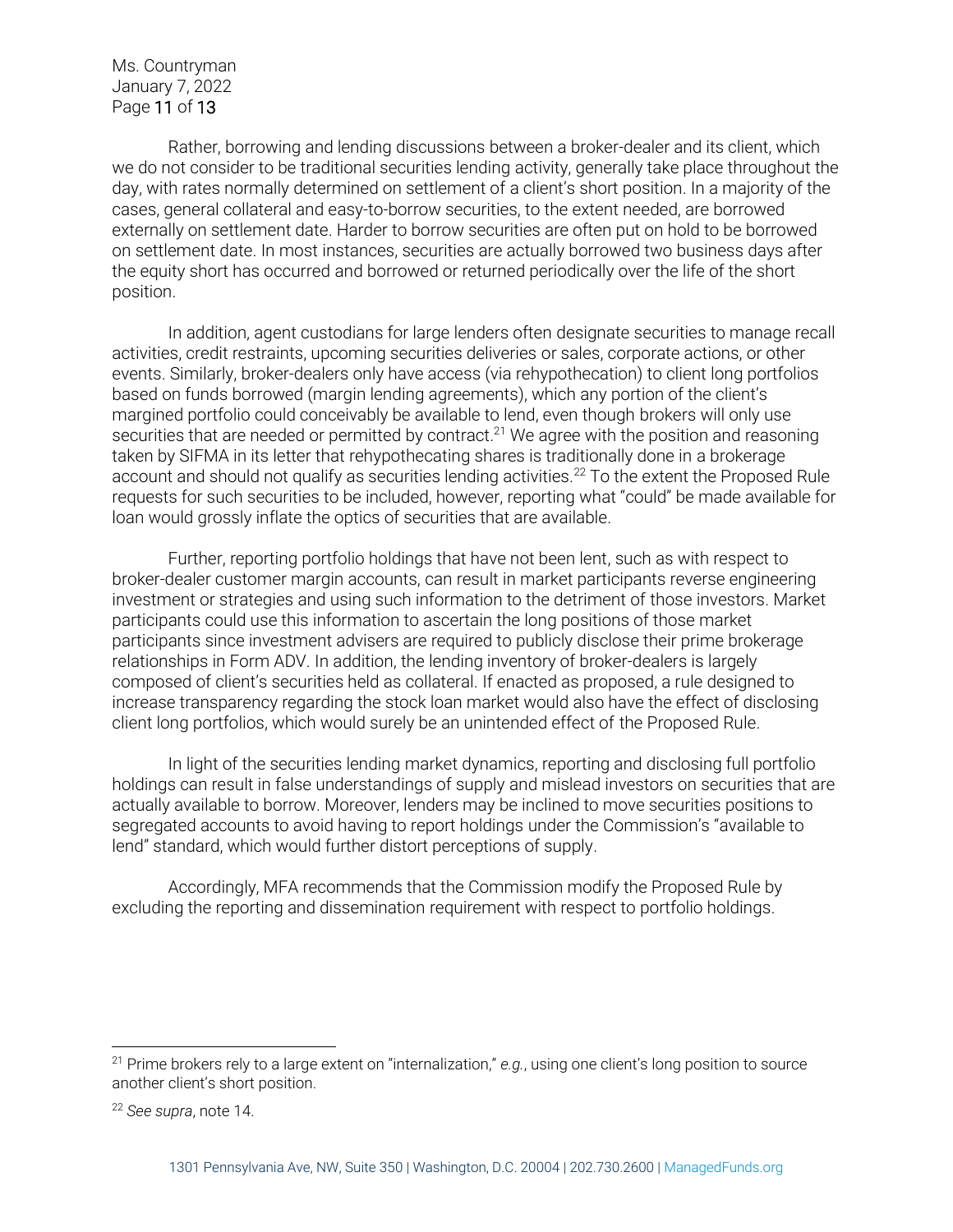Rather, borrowing and lending discussions between a broker-dealer and its client, which we do not consider to be traditional securities lending activity, generally take place throughout the day, with rates normally determined on settlement of a client's short position. In a majority of the cases, general collateral and easy-to-borrow securities, to the extent needed, are borrowed externally on settlement date. Harder to borrow securities are often put on hold to be borrowed on settlement date. In most instances, securities are actually borrowed two business days after the equity short has occurred and borrowed or returned periodically over the life of the short position.

In addition, agent custodians for large lenders often designate securities to manage recall activities, credit restraints, upcoming securities deliveries or sales, corporate actions, or other events. Similarly, broker-dealers only have access (via rehypothecation) to client long portfolios based on funds borrowed (margin lending agreements), which any portion of the client's margined portfolio could conceivably be available to lend, even though brokers will only use securities that are needed or permitted by contract.[21] We agree with the position and reasoning taken by SIFMA in its letter that rehypothecating shares is traditionally done in a brokerage account and should not qualify as securities lending activities.[22] To the extent the Proposed Rule requests for such securities to be included, however, reporting what "could" be made available for loan would grossly inflate the optics of securities that are available.

Further, reporting portfolio holdings that have not been lent, such as with respect to broker-dealer customer margin accounts, can result in market participants reverse engineering investment or strategies and using such information to the detriment of those investors. Market participants could use this information to ascertain the long positions of those market participants since investment advisers are required to publicly disclose their prime brokerage relationships in Form ADV. In addition, the lending inventory of broker-dealers is largely composed of client's securities held as collateral. If enacted as proposed, a rule designed to increase transparency regarding the stock loan market would also have the effect of disclosing client long portfolios, which would surely be an unintended effect of the Proposed Rule.

In light of the securities lending market dynamics, reporting and disclosing full portfolio holdings can result in false understandings of supply and mislead investors on securities that are actually available to borrow. Moreover, lenders may be inclined to move securities positions to segregated accounts to avoid having to report holdings under the Commission's "available to lend" standard, which would further distort perceptions of supply.

Accordingly, MFA recommends that the Commission modify the Proposed Rule by excluding the reporting and dissemination requirement with respect to portfolio holdings.

---

[21] Prime brokers rely to a large extent on "internalization," *e.g.*, using one client's long position to source another client's short position.

[22] *See supra*, note 14.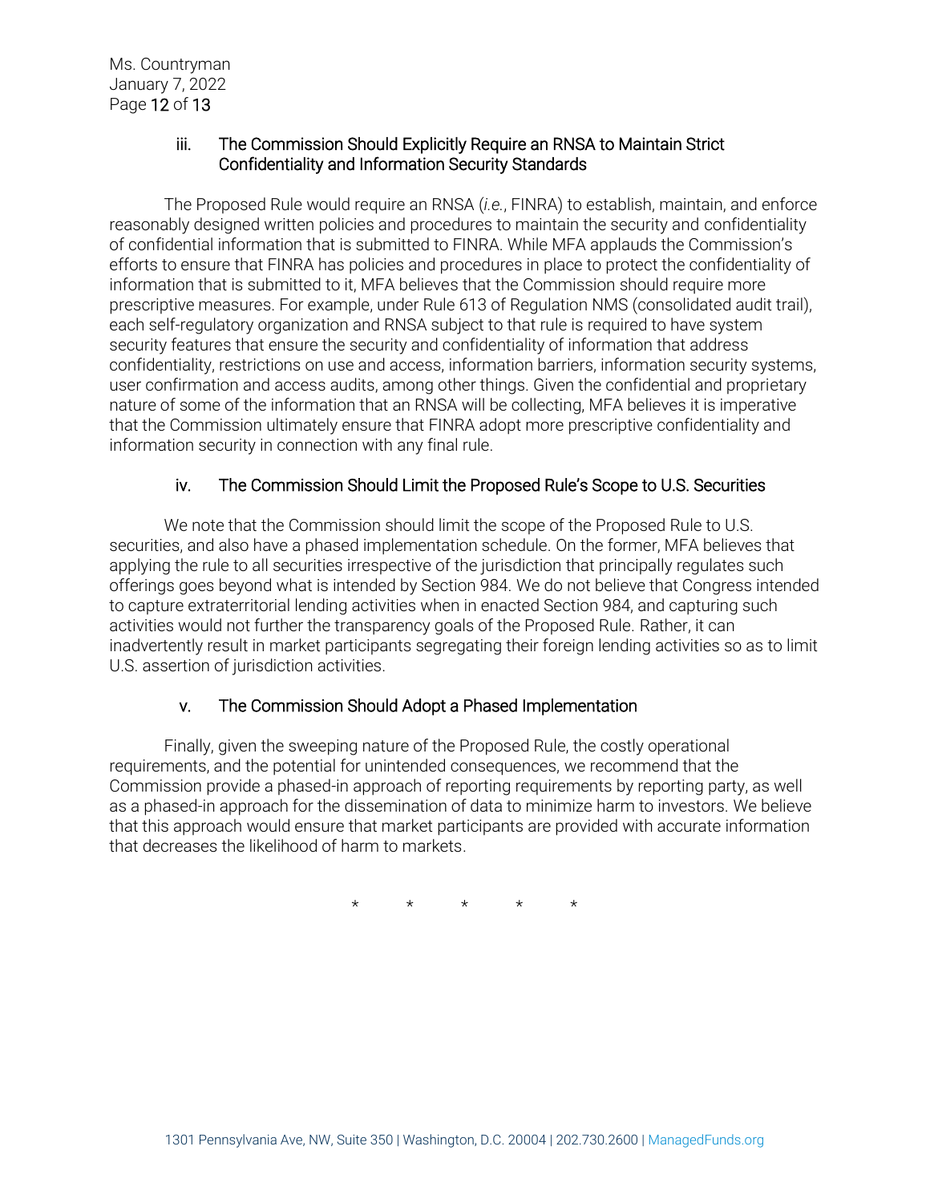### iii. The Commission Should Explicitly Require an RNSA to Maintain Strict Confidentiality and Information Security Standards

The Proposed Rule would require an RNSA (*i.e.*, FINRA) to establish, maintain, and enforce reasonably designed written policies and procedures to maintain the security and confidentiality of confidential information that is submitted to FINRA. While MFA applauds the Commission's efforts to ensure that FINRA has policies and procedures in place to protect the confidentiality of information that is submitted to it, MFA believes that the Commission should require more prescriptive measures. For example, under Rule 613 of Regulation NMS (consolidated audit trail), each self-regulatory organization and RNSA subject to that rule is required to have system security features that ensure the security and confidentiality of information that address confidentiality, restrictions on use and access, information barriers, information security systems, user confirmation and access audits, among other things. Given the confidential and proprietary nature of some of the information that an RNSA will be collecting, MFA believes it is imperative that the Commission ultimately ensure that FINRA adopt more prescriptive confidentiality and information security in connection with any final rule.

### iv. The Commission Should Limit the Proposed Rule's Scope to U.S. Securities

We note that the Commission should limit the scope of the Proposed Rule to U.S. securities, and also have a phased implementation schedule. On the former, MFA believes that applying the rule to all securities irrespective of the jurisdiction that principally regulates such offerings goes beyond what is intended by Section 984. We do not believe that Congress intended to capture extraterritorial lending activities when in enacted Section 984, and capturing such activities would not further the transparency goals of the Proposed Rule. Rather, it can inadvertently result in market participants segregating their foreign lending activities so as to limit U.S. assertion of jurisdiction activities.

### v. The Commission Should Adopt a Phased Implementation

Finally, given the sweeping nature of the Proposed Rule, the costly operational requirements, and the potential for unintended consequences, we recommend that the Commission provide a phased-in approach of reporting requirements by reporting party, as well as a phased-in approach for the dissemination of data to minimize harm to investors. We believe that this approach would ensure that market participants are provided with accurate information that decreases the likelihood of harm to markets.

\* \* \* \* \*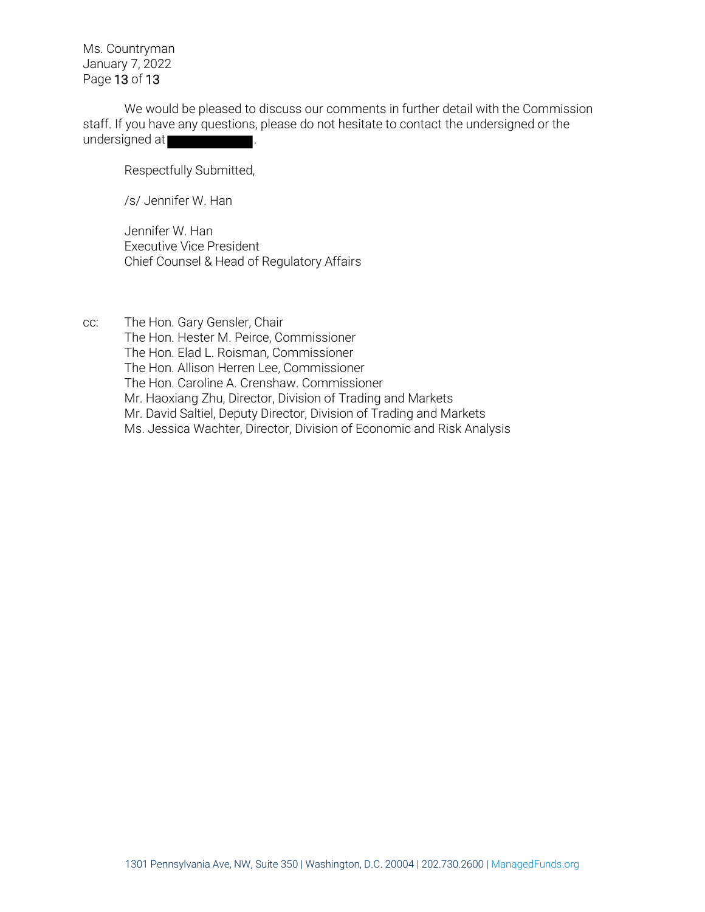We would be pleased to discuss our comments in further detail with the Commission staff. If you have any questions, please do not hesitate to contact the undersigned or the undersigned at ██████████.

Respectfully Submitted,

/s/ Jennifer W. Han

Jennifer W. Han
Executive Vice President
Chief Counsel & Head of Regulatory Affairs

cc: The Hon. Gary Gensler, Chair
The Hon. Hester M. Peirce, Commissioner
The Hon. Elad L. Roisman, Commissioner
The Hon. Allison Herren Lee, Commissioner
The Hon. Caroline A. Crenshaw. Commissioner
Mr. Haoxiang Zhu, Director, Division of Trading and Markets
Mr. David Saltiel, Deputy Director, Division of Trading and Markets
Ms. Jessica Wachter, Director, Division of Economic and Risk Analysis